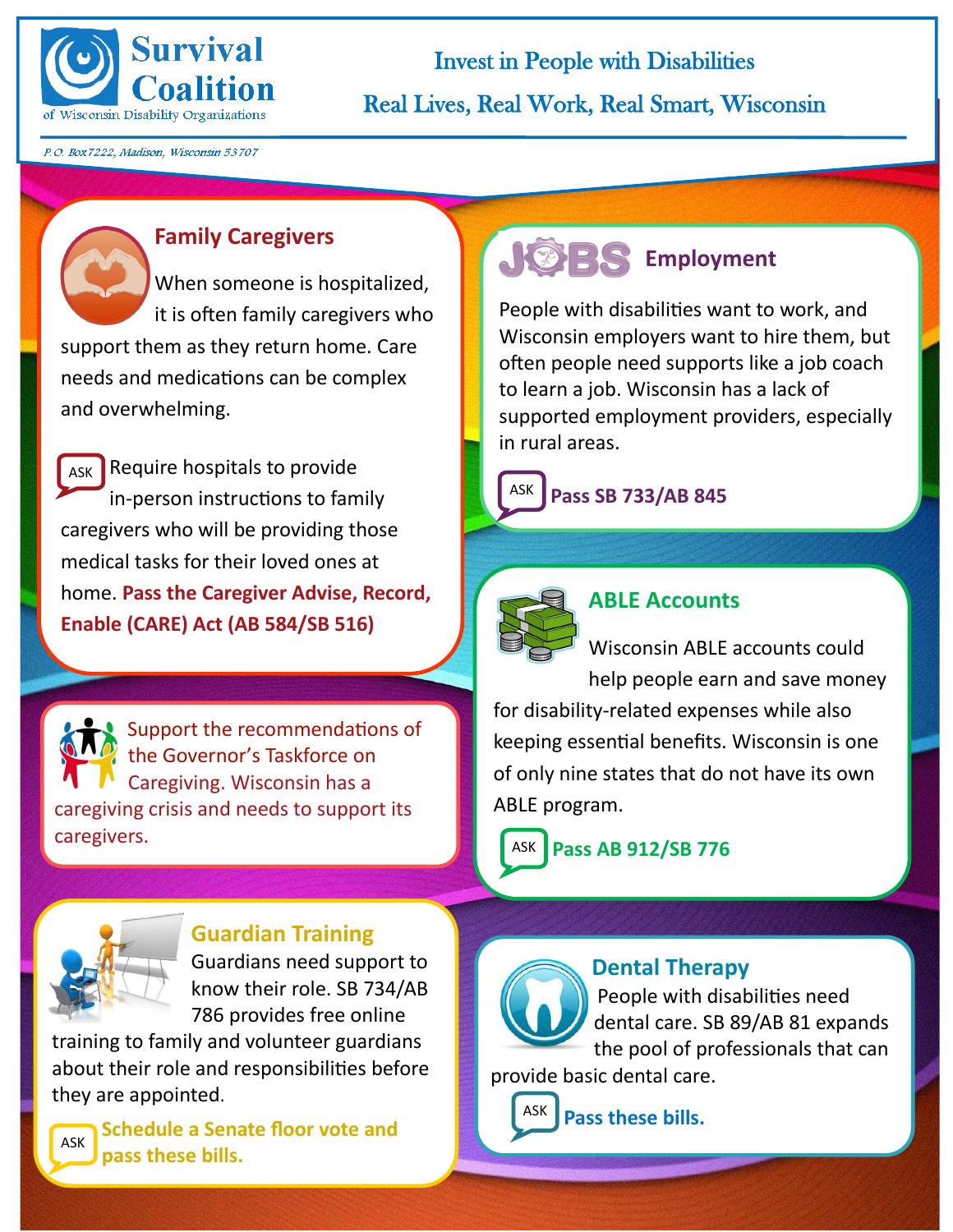# Survival Coalition of Wisconsin Disability Organizations

*P.O. Box 7222, Madison, Wisconsin 53707*

## Invest in People with Disabilities

## Real Lives, Real Work, Real Smart, Wisconsin

### Family Caregivers

When someone is hospitalized, it is often family caregivers who support them as they return home. Care needs and medications can be complex and overwhelming.

ASK Require hospitals to provide in-person instructions to family caregivers who will be providing those medical tasks for their loved ones at home. **Pass the Caregiver Advise, Record, Enable (CARE) Act (AB 584/SB 516)**

Support the recommendations of the Governor's Taskforce on Caregiving. Wisconsin has a caregiving crisis and needs to support its caregivers.

### Guardian Training

Guardians need support to know their role. SB 734/AB 786 provides free online training to family and volunteer guardians about their role and responsibilities before they are appointed.

ASK **Schedule a Senate floor vote and pass these bills.**

### JOBS Employment

People with disabilities want to work, and Wisconsin employers want to hire them, but often people need supports like a job coach to learn a job. Wisconsin has a lack of supported employment providers, especially in rural areas.

ASK **Pass SB 733/AB 845**

### ABLE Accounts

Wisconsin ABLE accounts could help people earn and save money for disability-related expenses while also keeping essential benefits. Wisconsin is one of only nine states that do not have its own ABLE program.

ASK **Pass AB 912/SB 776**

### Dental Therapy

People with disabilities need dental care. SB 89/AB 81 expands the pool of professionals that can provide basic dental care.

ASK **Pass these bills.**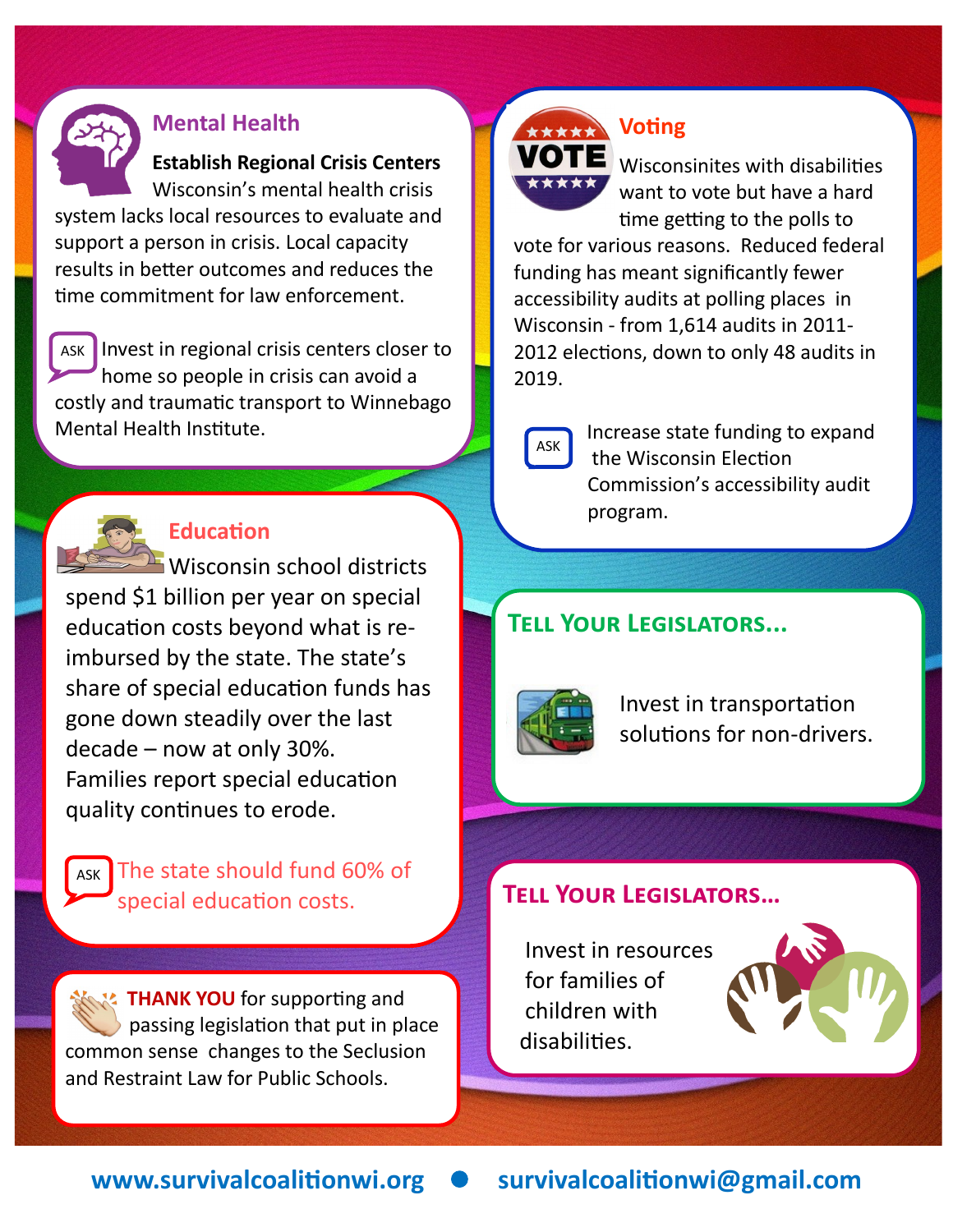## Mental Health

**Establish Regional Crisis Centers**

Wisconsin's mental health crisis system lacks local resources to evaluate and support a person in crisis. Local capacity results in better outcomes and reduces the time commitment for law enforcement.

ASK Invest in regional crisis centers closer to home so people in crisis can avoid a costly and traumatic transport to Winnebago Mental Health Institute.

## Education

Wisconsin school districts spend $1 billion per year on special education costs beyond what is reimbursed by the state. The state's share of special education funds has gone down steadily over the last decade – now at only 30%. Families report special education quality continues to erode.

ASK The state should fund 60% of special education costs.

**THANK YOU** for supporting and passing legislation that put in place common sense changes to the Seclusion and Restraint Law for Public Schools.

## Voting

Wisconsinites with disabilities want to vote but have a hard time getting to the polls to vote for various reasons. Reduced federal funding has meant significantly fewer accessibility audits at polling places in Wisconsin - from 1,614 audits in 2011-2012 elections, down to only 48 audits in 2019.

ASK Increase state funding to expand the Wisconsin Election Commission's accessibility audit program.

## Tell Your Legislators...

Invest in transportation solutions for non-drivers.

## Tell Your Legislators...

Invest in resources for families of children with disabilities.

www.survivalcoalitionwi.org ● survivalcoalitionwi@gmail.com